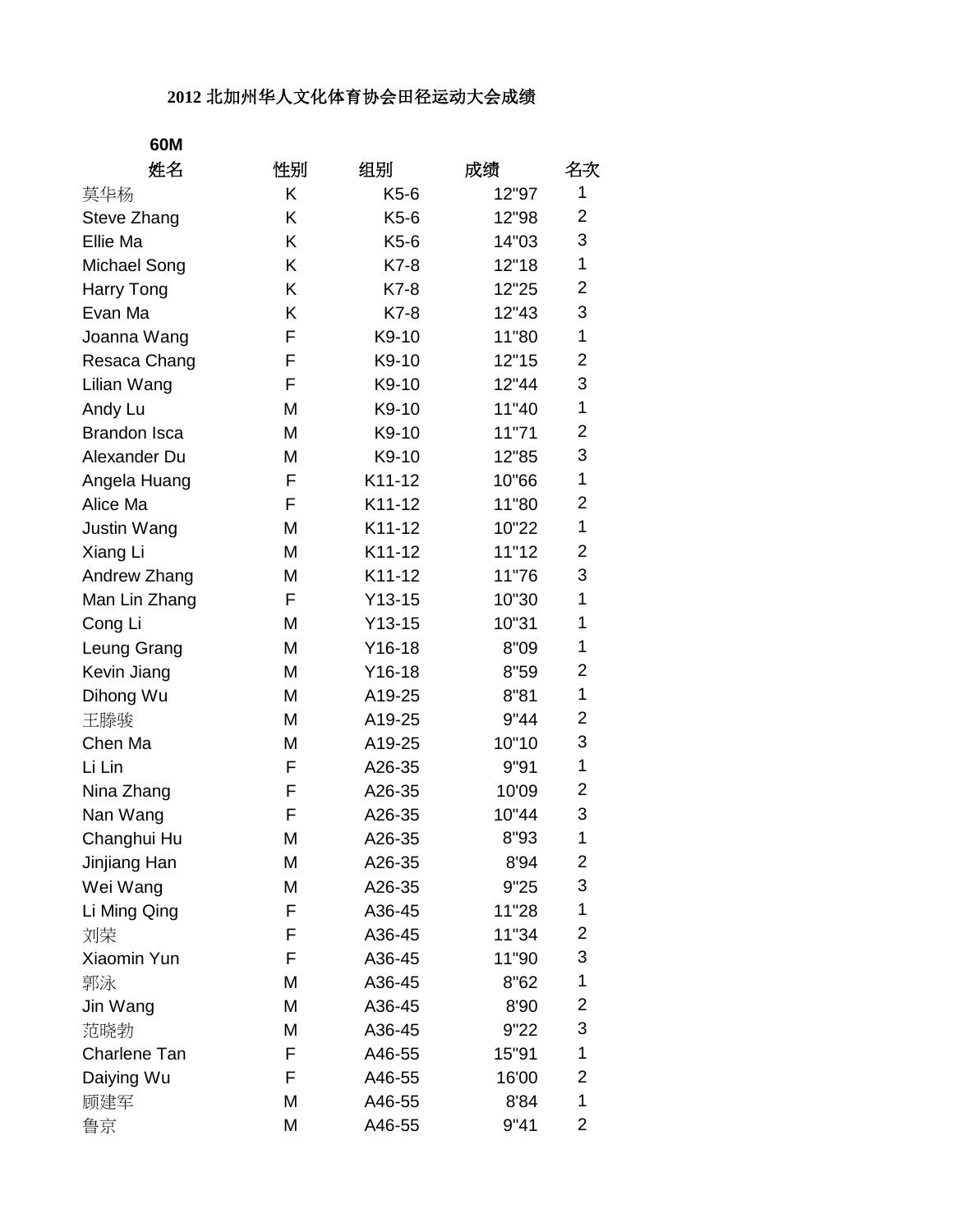**2012 北加州华人文化体育协会田径运动大会成绩**

**60M**

| 姓名 | 性别 | 组别 | 成绩 | 名次 |
|---|---|---|---|---|
| 莫华杨 | K | K5-6 | 12"97 | 1 |
| Steve Zhang | K | K5-6 | 12"98 | 2 |
| Ellie Ma | K | K5-6 | 14"03 | 3 |
| Michael Song | K | K7-8 | 12"18 | 1 |
| Harry Tong | K | K7-8 | 12"25 | 2 |
| Evan Ma | K | K7-8 | 12"43 | 3 |
| Joanna Wang | F | K9-10 | 11"80 | 1 |
| Resaca Chang | F | K9-10 | 12"15 | 2 |
| Lilian Wang | F | K9-10 | 12"44 | 3 |
| Andy Lu | M | K9-10 | 11"40 | 1 |
| Brandon Isca | M | K9-10 | 11"71 | 2 |
| Alexander Du | M | K9-10 | 12"85 | 3 |
| Angela Huang | F | K11-12 | 10"66 | 1 |
| Alice Ma | F | K11-12 | 11"80 | 2 |
| Justin Wang | M | K11-12 | 10"22 | 1 |
| Xiang Li | M | K11-12 | 11"12 | 2 |
| Andrew Zhang | M | K11-12 | 11"76 | 3 |
| Man Lin Zhang | F | Y13-15 | 10"30 | 1 |
| Cong Li | M | Y13-15 | 10"31 | 1 |
| Leung Grang | M | Y16-18 | 8"09 | 1 |
| Kevin Jiang | M | Y16-18 | 8"59 | 2 |
| Dihong Wu | M | A19-25 | 8"81 | 1 |
| 王滕骏 | M | A19-25 | 9"44 | 2 |
| Chen Ma | M | A19-25 | 10"10 | 3 |
| Li Lin | F | A26-35 | 9"91 | 1 |
| Nina Zhang | F | A26-35 | 10'09 | 2 |
| Nan Wang | F | A26-35 | 10"44 | 3 |
| Changhui Hu | M | A26-35 | 8"93 | 1 |
| Jinjiang Han | M | A26-35 | 8'94 | 2 |
| Wei Wang | M | A26-35 | 9"25 | 3 |
| Li Ming Qing | F | A36-45 | 11"28 | 1 |
| 刘荣 | F | A36-45 | 11"34 | 2 |
| Xiaomin Yun | F | A36-45 | 11"90 | 3 |
| 郭泳 | M | A36-45 | 8"62 | 1 |
| Jin Wang | M | A36-45 | 8'90 | 2 |
| 范晓勃 | M | A36-45 | 9"22 | 3 |
| Charlene Tan | F | A46-55 | 15"91 | 1 |
| Daiying Wu | F | A46-55 | 16'00 | 2 |
| 顾建军 | M | A46-55 | 8'84 | 1 |
| 鲁京 | M | A46-55 | 9"41 | 2 |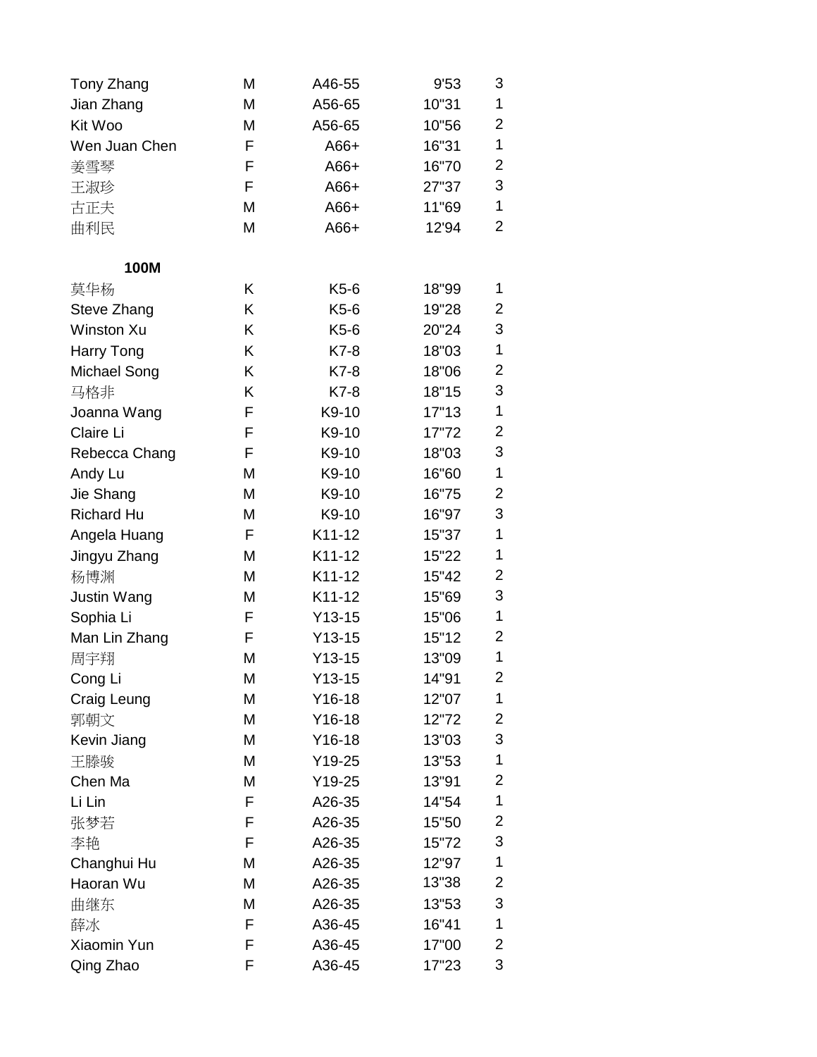| | | | | |
|---|---|---|---|---|
| Tony Zhang | M | A46-55 | 9'53 | 3 |
| Jian Zhang | M | A56-65 | 10"31 | 1 |
| Kit Woo | M | A56-65 | 10"56 | 2 |
| Wen Juan Chen | F | A66+ | 16"31 | 1 |
| 姜雪琴 | F | A66+ | 16"70 | 2 |
| 王淑珍 | F | A66+ | 27"37 | 3 |
| 古正夫 | M | A66+ | 11"69 | 1 |
| 曲利民 | M | A66+ | 12'94 | 2 |

**100M**

| | | | | |
|---|---|---|---|---|
| 莫华杨 | K | K5-6 | 18"99 | 1 |
| Steve Zhang | K | K5-6 | 19"28 | 2 |
| Winston Xu | K | K5-6 | 20"24 | 3 |
| Harry Tong | K | K7-8 | 18"03 | 1 |
| Michael Song | K | K7-8 | 18"06 | 2 |
| 马格非 | K | K7-8 | 18"15 | 3 |
| Joanna Wang | F | K9-10 | 17"13 | 1 |
| Claire Li | F | K9-10 | 17"72 | 2 |
| Rebecca Chang | F | K9-10 | 18"03 | 3 |
| Andy Lu | M | K9-10 | 16"60 | 1 |
| Jie Shang | M | K9-10 | 16"75 | 2 |
| Richard Hu | M | K9-10 | 16"97 | 3 |
| Angela Huang | F | K11-12 | 15"37 | 1 |
| Jingyu Zhang | M | K11-12 | 15"22 | 1 |
| 杨博渊 | M | K11-12 | 15"42 | 2 |
| Justin Wang | M | K11-12 | 15"69 | 3 |
| Sophia Li | F | Y13-15 | 15"06 | 1 |
| Man Lin Zhang | F | Y13-15 | 15"12 | 2 |
| 周宇翔 | M | Y13-15 | 13"09 | 1 |
| Cong Li | M | Y13-15 | 14"91 | 2 |
| Craig Leung | M | Y16-18 | 12"07 | 1 |
| 郭朝文 | M | Y16-18 | 12"72 | 2 |
| Kevin Jiang | M | Y16-18 | 13"03 | 3 |
| 王滕骏 | M | Y19-25 | 13"53 | 1 |
| Chen Ma | M | Y19-25 | 13"91 | 2 |
| Li Lin | F | A26-35 | 14"54 | 1 |
| 张梦若 | F | A26-35 | 15"50 | 2 |
| 李艳 | F | A26-35 | 15"72 | 3 |
| Changhui Hu | M | A26-35 | 12"97 | 1 |
| Haoran Wu | M | A26-35 | 13"38 | 2 |
| 曲继东 | M | A26-35 | 13"53 | 3 |
| 薛冰 | F | A36-45 | 16"41 | 1 |
| Xiaomin Yun | F | A36-45 | 17"00 | 2 |
| Qing Zhao | F | A36-45 | 17"23 | 3 |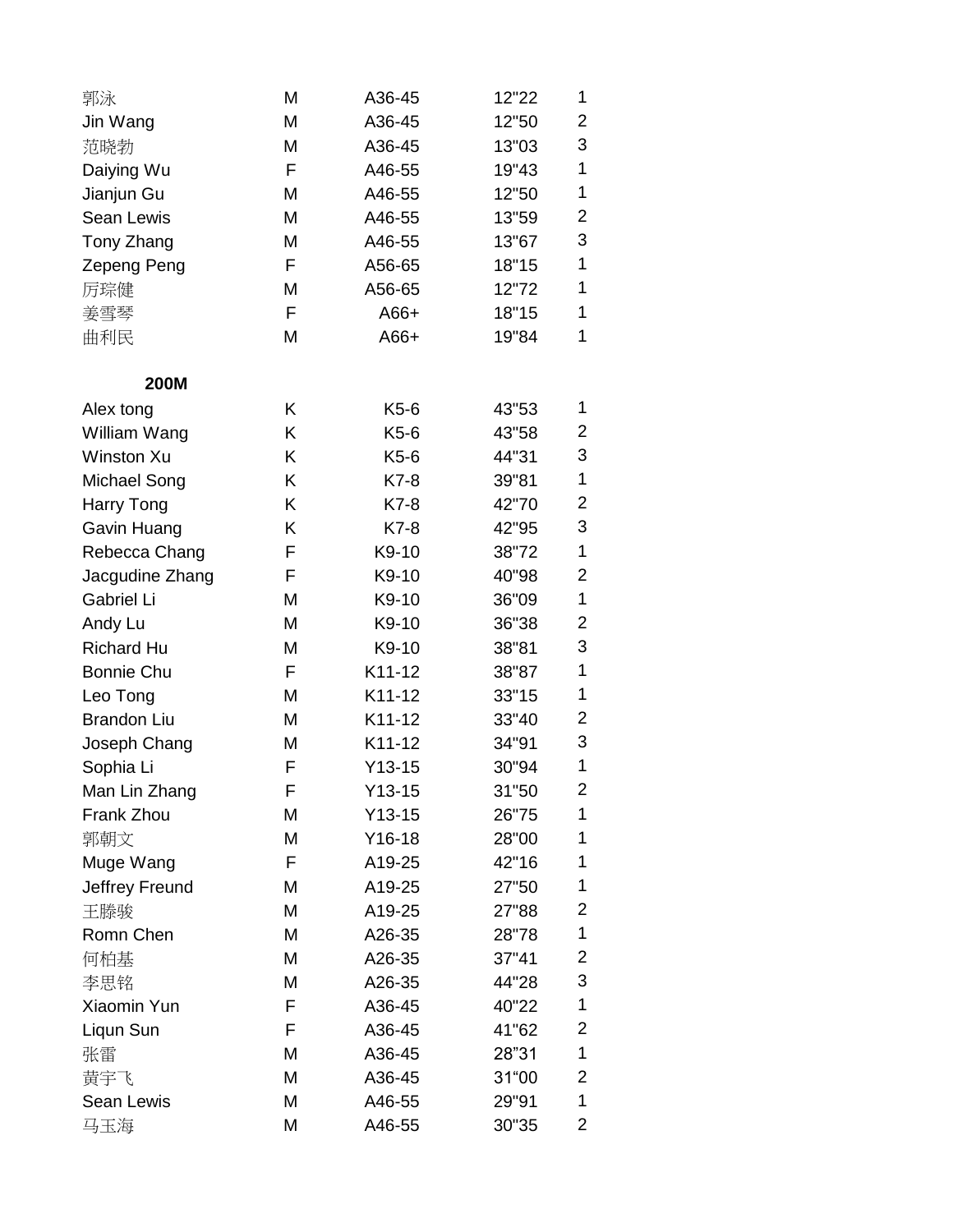| | | | | |
|---|---|---|---|---|
| 郭泳 | M | A36-45 | 12"22 | 1 |
| Jin Wang | M | A36-45 | 12"50 | 2 |
| 范晓勃 | M | A36-45 | 13"03 | 3 |
| Daiying Wu | F | A46-55 | 19"43 | 1 |
| Jianjun Gu | M | A46-55 | 12"50 | 1 |
| Sean Lewis | M | A46-55 | 13"59 | 2 |
| Tony Zhang | M | A46-55 | 13"67 | 3 |
| Zepeng Peng | F | A56-65 | 18"15 | 1 |
| 厉琮健 | M | A56-65 | 12"72 | 1 |
| 姜雪琴 | F | A66+ | 18"15 | 1 |
| 曲利民 | M | A66+ | 19"84 | 1 |

**200M**

| | | | | |
|---|---|---|---|---|
| Alex tong | K | K5-6 | 43"53 | 1 |
| William Wang | K | K5-6 | 43"58 | 2 |
| Winston Xu | K | K5-6 | 44"31 | 3 |
| Michael Song | K | K7-8 | 39"81 | 1 |
| Harry Tong | K | K7-8 | 42"70 | 2 |
| Gavin Huang | K | K7-8 | 42"95 | 3 |
| Rebecca Chang | F | K9-10 | 38"72 | 1 |
| Jacgudine Zhang | F | K9-10 | 40"98 | 2 |
| Gabriel Li | M | K9-10 | 36"09 | 1 |
| Andy Lu | M | K9-10 | 36"38 | 2 |
| Richard Hu | M | K9-10 | 38"81 | 3 |
| Bonnie Chu | F | K11-12 | 38"87 | 1 |
| Leo Tong | M | K11-12 | 33"15 | 1 |
| Brandon Liu | M | K11-12 | 33"40 | 2 |
| Joseph Chang | M | K11-12 | 34"91 | 3 |
| Sophia Li | F | Y13-15 | 30"94 | 1 |
| Man Lin Zhang | F | Y13-15 | 31"50 | 2 |
| Frank Zhou | M | Y13-15 | 26"75 | 1 |
| 郭朝文 | M | Y16-18 | 28"00 | 1 |
| Muge Wang | F | A19-25 | 42"16 | 1 |
| Jeffrey Freund | M | A19-25 | 27"50 | 1 |
| 王滕骏 | M | A19-25 | 27"88 | 2 |
| Romn Chen | M | A26-35 | 28"78 | 1 |
| 何柏基 | M | A26-35 | 37"41 | 2 |
| 李思铭 | M | A26-35 | 44"28 | 3 |
| Xiaomin Yun | F | A36-45 | 40"22 | 1 |
| Liqun Sun | F | A36-45 | 41"62 | 2 |
| 张雷 | M | A36-45 | 28”31 | 1 |
| 黄宇飞 | M | A36-45 | 31“00 | 2 |
| Sean Lewis | M | A46-55 | 29"91 | 1 |
| 马玉海 | M | A46-55 | 30"35 | 2 |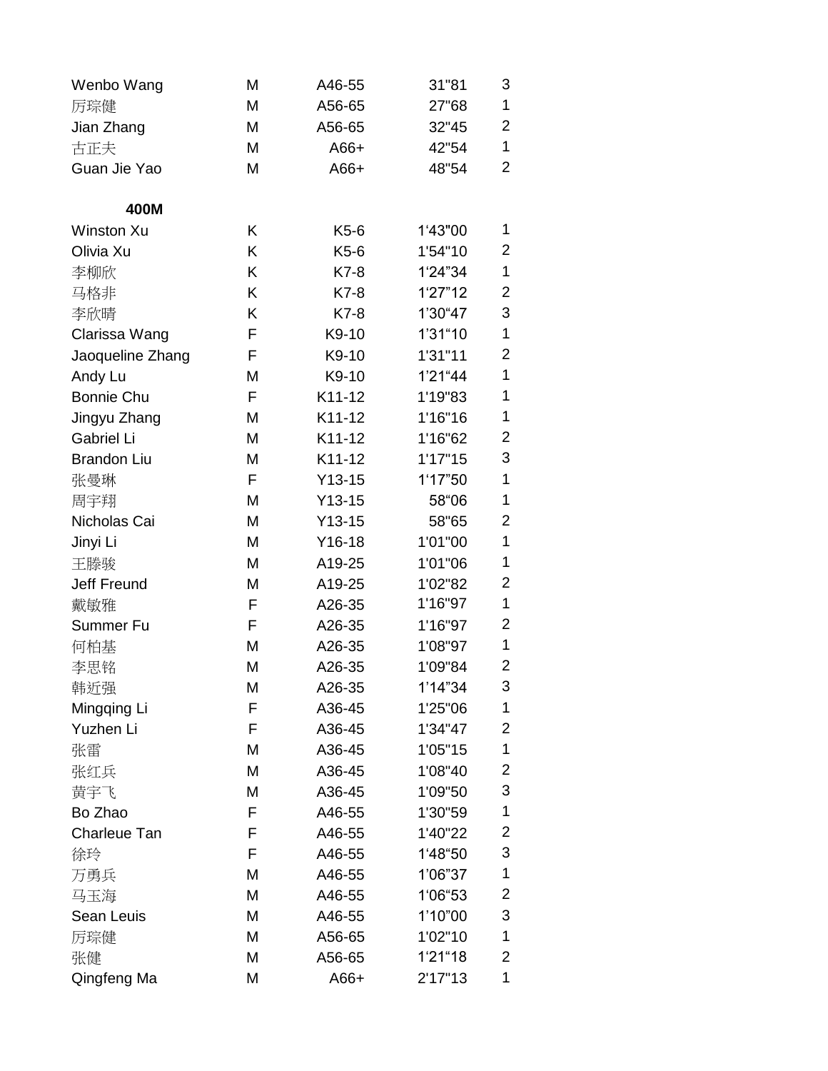| | | | | |
|---|---|---|---|---|
| Wenbo Wang | M | A46-55 | 31"81 | 3 |
| 厉琮健 | M | A56-65 | 27"68 | 1 |
| Jian Zhang | M | A56-65 | 32"45 | 2 |
| 古正夫 | M | A66+ | 42"54 | 1 |
| Guan Jie Yao | M | A66+ | 48"54 | 2 |

**400M**

| | | | | |
|---|---|---|---|---|
| Winston Xu | K | K5-6 | 1'43"00 | 1 |
| Olivia Xu | K | K5-6 | 1'54"10 | 2 |
| 李柳欣 | K | K7-8 | 1'24"34 | 1 |
| 马格非 | K | K7-8 | 1'27"12 | 2 |
| 李欣晴 | K | K7-8 | 1'30"47 | 3 |
| Clarissa Wang | F | K9-10 | 1'31"10 | 1 |
| Jaoqueline Zhang | F | K9-10 | 1'31"11 | 2 |
| Andy Lu | M | K9-10 | 1'21"44 | 1 |
| Bonnie Chu | F | K11-12 | 1'19"83 | 1 |
| Jingyu Zhang | M | K11-12 | 1'16"16 | 1 |
| Gabriel Li | M | K11-12 | 1'16"62 | 2 |
| Brandon Liu | M | K11-12 | 1'17"15 | 3 |
| 张曼琳 | F | Y13-15 | 1'17"50 | 1 |
| 周宇翔 | M | Y13-15 | 58"06 | 1 |
| Nicholas Cai | M | Y13-15 | 58"65 | 2 |
| Jinyi Li | M | Y16-18 | 1'01"00 | 1 |
| 王滕骏 | M | A19-25 | 1'01"06 | 1 |
| Jeff Freund | M | A19-25 | 1'02"82 | 2 |
| 戴敏雅 | F | A26-35 | 1'16"97 | 1 |
| Summer Fu | F | A26-35 | 1'16"97 | 2 |
| 何柏基 | M | A26-35 | 1'08"97 | 1 |
| 李思铭 | M | A26-35 | 1'09"84 | 2 |
| 韩近强 | M | A26-35 | 1'14"34 | 3 |
| Mingqing Li | F | A36-45 | 1'25"06 | 1 |
| Yuzhen Li | F | A36-45 | 1'34"47 | 2 |
| 张雷 | M | A36-45 | 1'05"15 | 1 |
| 张红兵 | M | A36-45 | 1'08"40 | 2 |
| 黄宇飞 | M | A36-45 | 1'09"50 | 3 |
| Bo Zhao | F | A46-55 | 1'30"59 | 1 |
| Charleue Tan | F | A46-55 | 1'40"22 | 2 |
| 徐玲 | F | A46-55 | 1'48"50 | 3 |
| 万勇兵 | M | A46-55 | 1'06"37 | 1 |
| 马玉海 | M | A46-55 | 1'06"53 | 2 |
| Sean Leuis | M | A46-55 | 1'10"00 | 3 |
| 厉琮健 | M | A56-65 | 1'02"10 | 1 |
| 张健 | M | A56-65 | 1'21"18 | 2 |
| Qingfeng Ma | M | A66+ | 2'17"13 | 1 |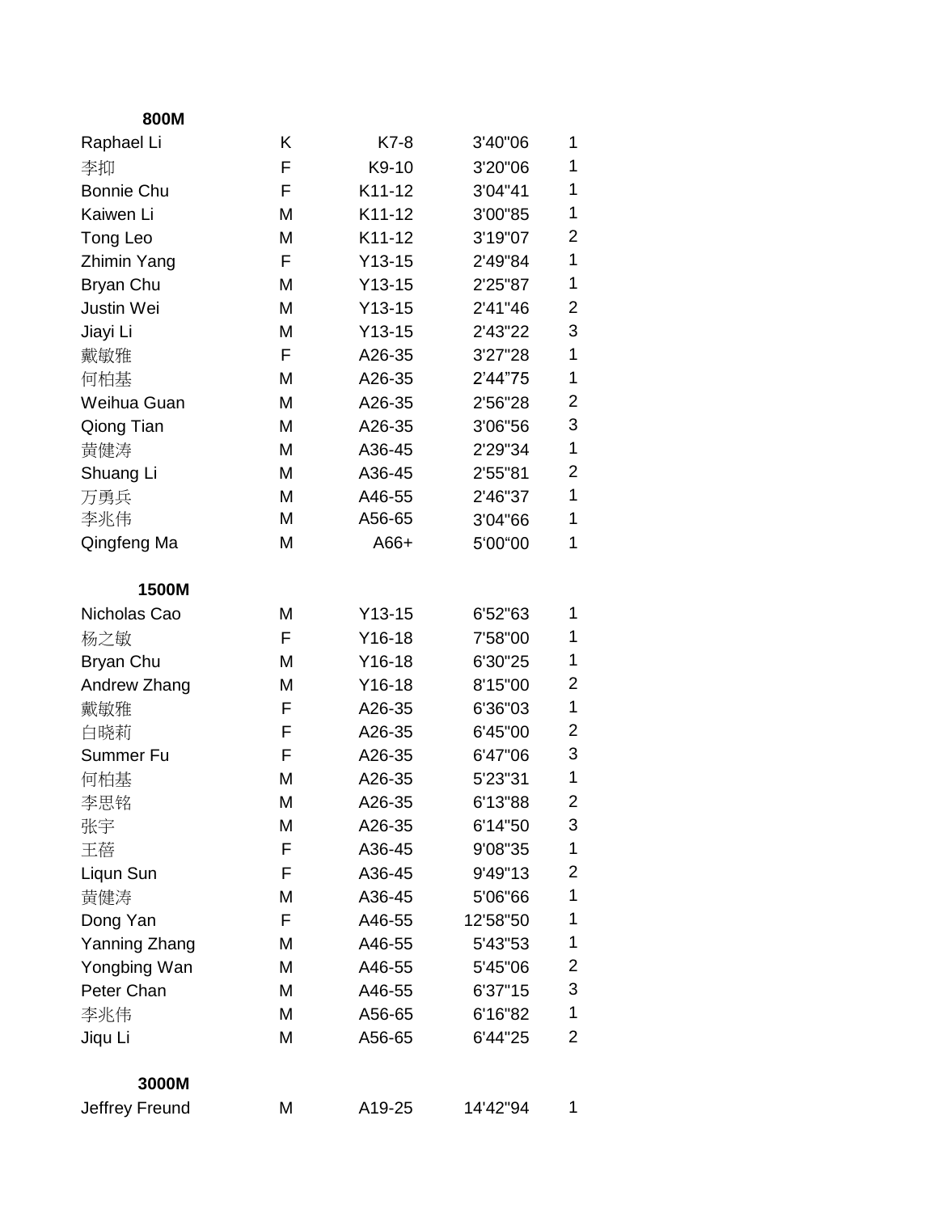**800M**

| | | | | |
|---|---|---|---|---|
| Raphael Li | K | K7-8 | 3'40"06 | 1 |
| 李抑 | F | K9-10 | 3'20"06 | 1 |
| Bonnie Chu | F | K11-12 | 3'04"41 | 1 |
| Kaiwen Li | M | K11-12 | 3'00"85 | 1 |
| Tong Leo | M | K11-12 | 3'19"07 | 2 |
| Zhimin Yang | F | Y13-15 | 2'49"84 | 1 |
| Bryan Chu | M | Y13-15 | 2'25"87 | 1 |
| Justin Wei | M | Y13-15 | 2'41"46 | 2 |
| Jiayi Li | M | Y13-15 | 2'43"22 | 3 |
| 戴敏雅 | F | A26-35 | 3'27"28 | 1 |
| 何柏基 | M | A26-35 | 2'44"75 | 1 |
| Weihua Guan | M | A26-35 | 2'56"28 | 2 |
| Qiong Tian | M | A26-35 | 3'06"56 | 3 |
| 黄健涛 | M | A36-45 | 2'29"34 | 1 |
| Shuang Li | M | A36-45 | 2'55"81 | 2 |
| 万勇兵 | M | A46-55 | 2'46"37 | 1 |
| 李兆伟 | M | A56-65 | 3'04"66 | 1 |
| Qingfeng Ma | M | A66+ | 5'00"00 | 1 |

**1500M**

| | | | | |
|---|---|---|---|---|
| Nicholas Cao | M | Y13-15 | 6'52"63 | 1 |
| 杨之敏 | F | Y16-18 | 7'58"00 | 1 |
| Bryan Chu | M | Y16-18 | 6'30"25 | 1 |
| Andrew Zhang | M | Y16-18 | 8'15"00 | 2 |
| 戴敏雅 | F | A26-35 | 6'36"03 | 1 |
| 白晓莉 | F | A26-35 | 6'45"00 | 2 |
| Summer Fu | F | A26-35 | 6'47"06 | 3 |
| 何柏基 | M | A26-35 | 5'23"31 | 1 |
| 李思铭 | M | A26-35 | 6'13"88 | 2 |
| 张宇 | M | A26-35 | 6'14"50 | 3 |
| 王蓓 | F | A36-45 | 9'08"35 | 1 |
| Liqun Sun | F | A36-45 | 9'49"13 | 2 |
| 黄健涛 | M | A36-45 | 5'06"66 | 1 |
| Dong Yan | F | A46-55 | 12'58"50 | 1 |
| Yanning Zhang | M | A46-55 | 5'43"53 | 1 |
| Yongbing Wan | M | A46-55 | 5'45"06 | 2 |
| Peter Chan | M | A46-55 | 6'37"15 | 3 |
| 李兆伟 | M | A56-65 | 6'16"82 | 1 |
| Jiqu Li | M | A56-65 | 6'44"25 | 2 |

**3000M**

| | | | | |
|---|---|---|---|---|
| Jeffrey Freund | M | A19-25 | 14'42"94 | 1 |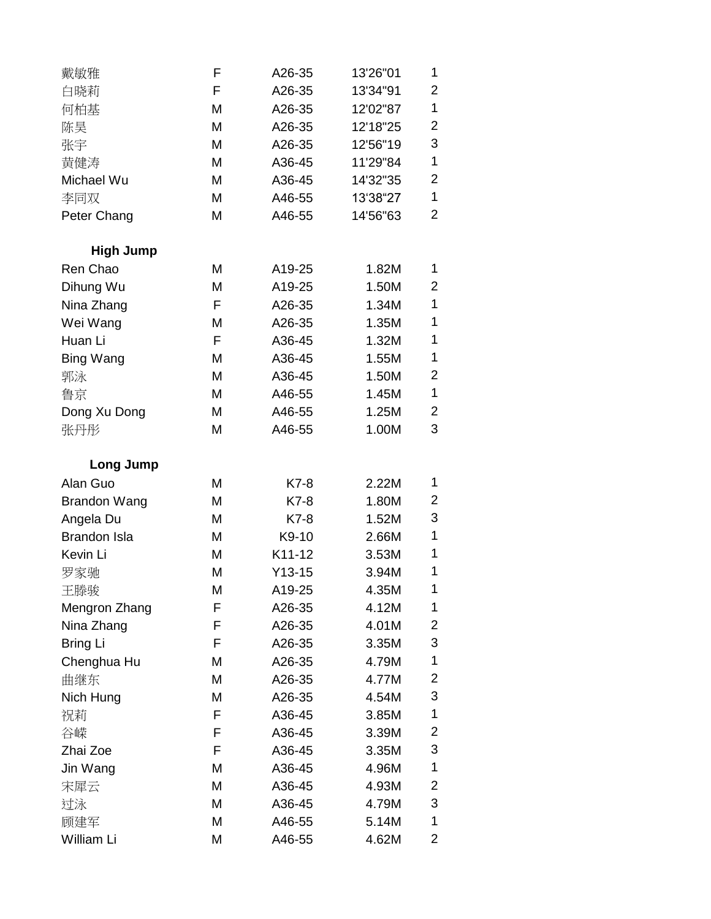| | | | | |
|---|---|---|---|---|
| 戴敏雅 | F | A26-35 | 13'26"01 | 1 |
| 白晓莉 | F | A26-35 | 13'34"91 | 2 |
| 何柏基 | M | A26-35 | 12'02"87 | 1 |
| 陈昊 | M | A26-35 | 12'18"25 | 2 |
| 张宇 | M | A26-35 | 12'56"19 | 3 |
| 黄健涛 | M | A36-45 | 11'29"84 | 1 |
| Michael Wu | M | A36-45 | 14'32"35 | 2 |
| 李同双 | M | A46-55 | 13'38"27 | 1 |
| Peter Chang | M | A46-55 | 14'56"63 | 2 |

**High Jump**

| | | | | |
|---|---|---|---|---|
| Ren Chao | M | A19-25 | 1.82M | 1 |
| Dihung Wu | M | A19-25 | 1.50M | 2 |
| Nina Zhang | F | A26-35 | 1.34M | 1 |
| Wei Wang | M | A26-35 | 1.35M | 1 |
| Huan Li | F | A36-45 | 1.32M | 1 |
| Bing Wang | M | A36-45 | 1.55M | 1 |
| 郭泳 | M | A36-45 | 1.50M | 2 |
| 鲁京 | M | A46-55 | 1.45M | 1 |
| Dong Xu Dong | M | A46-55 | 1.25M | 2 |
| 张丹彤 | M | A46-55 | 1.00M | 3 |

**Long Jump**

| | | | | |
|---|---|---|---|---|
| Alan Guo | M | K7-8 | 2.22M | 1 |
| Brandon Wang | M | K7-8 | 1.80M | 2 |
| Angela Du | M | K7-8 | 1.52M | 3 |
| Brandon Isla | M | K9-10 | 2.66M | 1 |
| Kevin Li | M | K11-12 | 3.53M | 1 |
| 罗家驰 | M | Y13-15 | 3.94M | 1 |
| 王滕骏 | M | A19-25 | 4.35M | 1 |
| Mengron Zhang | F | A26-35 | 4.12M | 1 |
| Nina Zhang | F | A26-35 | 4.01M | 2 |
| Bring Li | F | A26-35 | 3.35M | 3 |
| Chenghua Hu | M | A26-35 | 4.79M | 1 |
| 曲继东 | M | A26-35 | 4.77M | 2 |
| Nich Hung | M | A26-35 | 4.54M | 3 |
| 祝莉 | F | A36-45 | 3.85M | 1 |
| 谷嵘 | F | A36-45 | 3.39M | 2 |
| Zhai Zoe | F | A36-45 | 3.35M | 3 |
| Jin Wang | M | A36-45 | 4.96M | 1 |
| 宋犀云 | M | A36-45 | 4.93M | 2 |
| 过泳 | M | A36-45 | 4.79M | 3 |
| 顾建军 | M | A46-55 | 5.14M | 1 |
| William Li | M | A46-55 | 4.62M | 2 |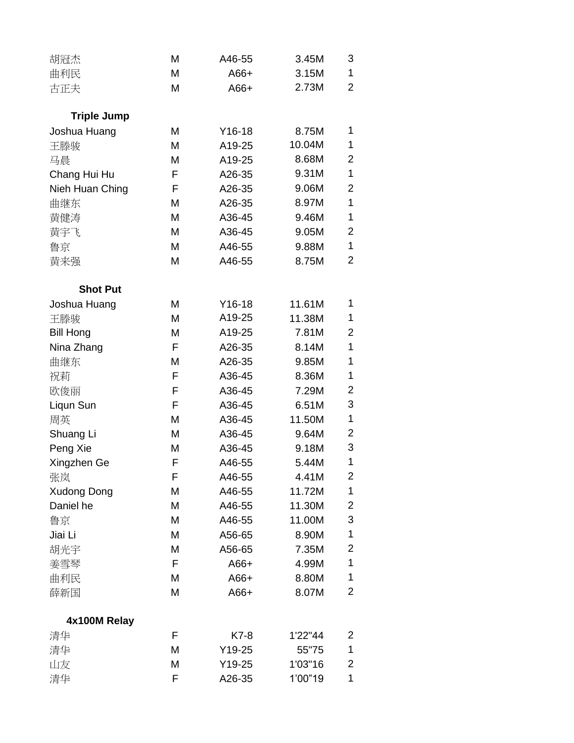| | | | | |
|---|---|---|---|---|
| 胡冠杰 | M | A46-55 | 3.45M | 3 |
| 曲利民 | M | A66+ | 3.15M | 1 |
| 古正夫 | M | A66+ | 2.73M | 2 |

**Triple Jump**

| | | | | |
|---|---|---|---|---|
| Joshua Huang | M | Y16-18 | 8.75M | 1 |
| 王滕骏 | M | A19-25 | 10.04M | 1 |
| 马晨 | M | A19-25 | 8.68M | 2 |
| Chang Hui Hu | F | A26-35 | 9.31M | 1 |
| Nieh Huan Ching | F | A26-35 | 9.06M | 2 |
| 曲继东 | M | A26-35 | 8.97M | 1 |
| 黄健涛 | M | A36-45 | 9.46M | 1 |
| 黄宇飞 | M | A36-45 | 9.05M | 2 |
| 鲁京 | M | A46-55 | 9.88M | 1 |
| 黄来强 | M | A46-55 | 8.75M | 2 |

**Shot Put**

| | | | | |
|---|---|---|---|---|
| Joshua Huang | M | Y16-18 | 11.61M | 1 |
| 王滕骏 | M | A19-25 | 11.38M | 1 |
| Bill Hong | M | A19-25 | 7.81M | 2 |
| Nina Zhang | F | A26-35 | 8.14M | 1 |
| 曲继东 | M | A26-35 | 9.85M | 1 |
| 祝莉 | F | A36-45 | 8.36M | 1 |
| 欧俊丽 | F | A36-45 | 7.29M | 2 |
| Liqun Sun | F | A36-45 | 6.51M | 3 |
| 周英 | M | A36-45 | 11.50M | 1 |
| Shuang Li | M | A36-45 | 9.64M | 2 |
| Peng Xie | M | A36-45 | 9.18M | 3 |
| Xingzhen Ge | F | A46-55 | 5.44M | 1 |
| 张岚 | F | A46-55 | 4.41M | 2 |
| Xudong Dong | M | A46-55 | 11.72M | 1 |
| Daniel he | M | A46-55 | 11.30M | 2 |
| 鲁京 | M | A46-55 | 11.00M | 3 |
| Jiai Li | M | A56-65 | 8.90M | 1 |
| 胡光宇 | M | A56-65 | 7.35M | 2 |
| 姜雪琴 | F | A66+ | 4.99M | 1 |
| 曲利民 | M | A66+ | 8.80M | 1 |
| 薛新国 | M | A66+ | 8.07M | 2 |

**4x100M Relay**

| | | | | |
|---|---|---|---|---|
| 清华 | F | K7-8 | 1'22"44 | 2 |
| 清华 | M | Y19-25 | 55"75 | 1 |
| 山友 | M | Y19-25 | 1'03"16 | 2 |
| 清华 | F | A26-35 | 1’00”19 | 1 |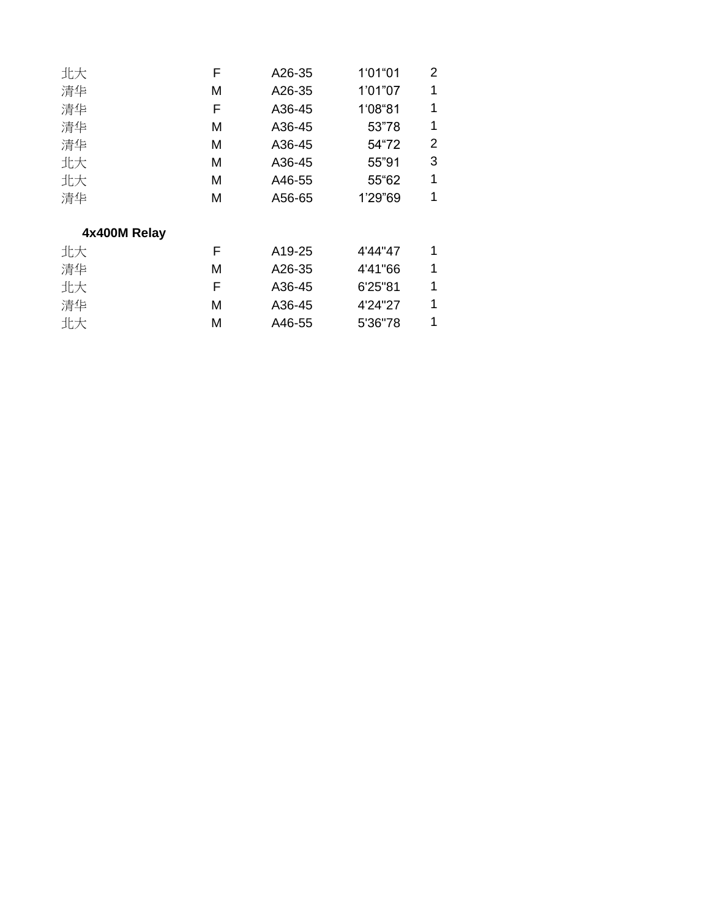| | | | | |
|---|---|---|---|---|
| 北大 | F | A26-35 | 1‘01“01 | 2 |
| 清华 | M | A26-35 | 1’01”07 | 1 |
| 清华 | F | A36-45 | 1‘08“81 | 1 |
| 清华 | M | A36-45 | 53”78 | 1 |
| 清华 | M | A36-45 | 54“72 | 2 |
| 北大 | M | A36-45 | 55”91 | 3 |
| 北大 | M | A46-55 | 55“62 | 1 |
| 清华 | M | A56-65 | 1’29”69 | 1 |

**4x400M Relay**

| | | | | |
|---|---|---|---|---|
| 北大 | F | A19-25 | 4'44"47 | 1 |
| 清华 | M | A26-35 | 4'41"66 | 1 |
| 北大 | F | A36-45 | 6'25"81 | 1 |
| 清华 | M | A36-45 | 4'24"27 | 1 |
| 北大 | M | A46-55 | 5'36"78 | 1 |